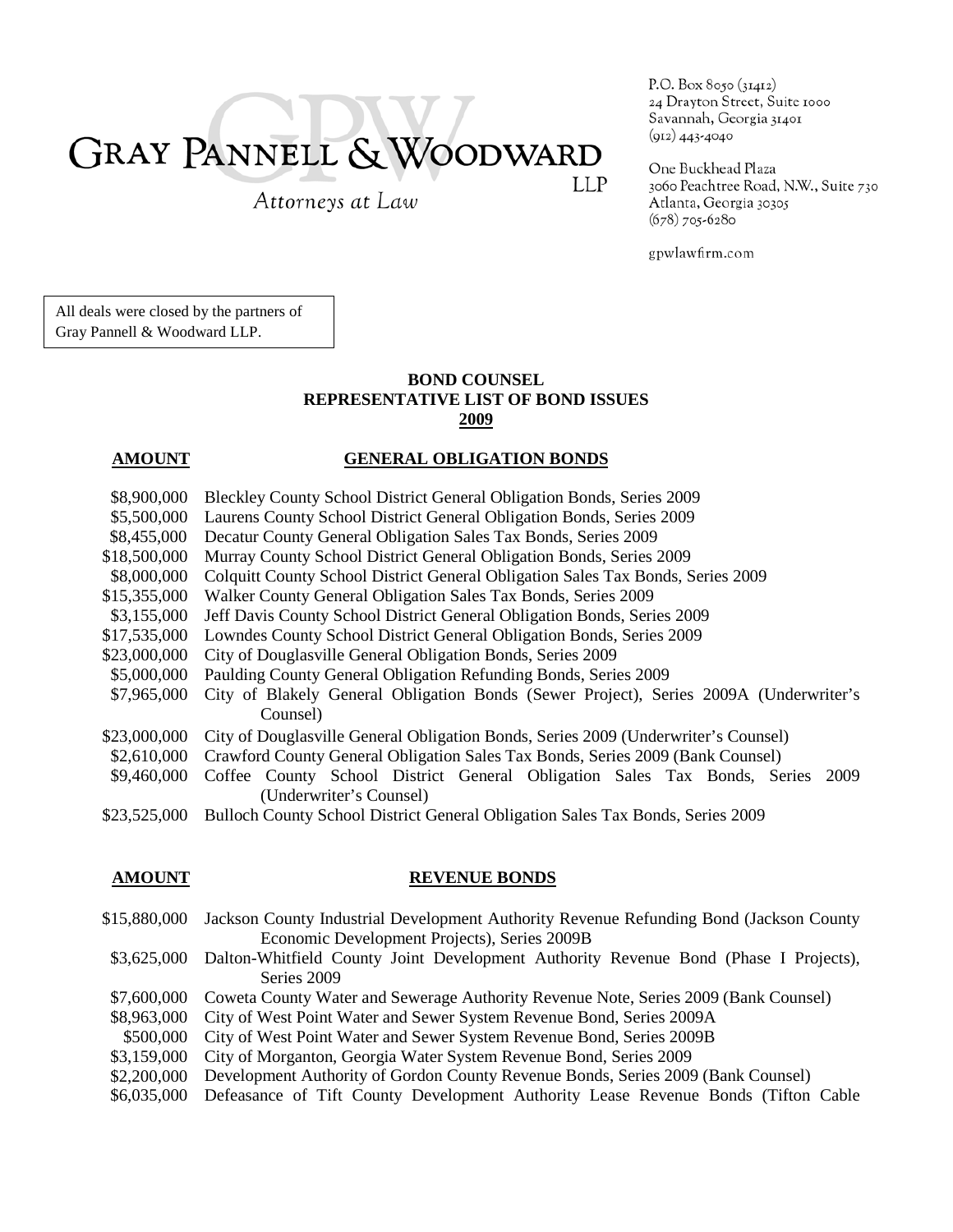# GRAY PANNELL & WOODWARD LLP

*Attorneys at Law*

P.O. Box 8050 (31412)
24 Drayton Street, Suite 1000
Savannah, Georgia 31401
(912) 443-4040

One Buckhead Plaza
3060 Peachtree Road, N.W., Suite 730
Atlanta, Georgia 30305
(678) 705-6280

gpwlawfirm.com

All deals were closed by the partners of Gray Pannell & Woodward LLP.

## BOND COUNSEL
## REPRESENTATIVE LIST OF BOND ISSUES
## 2009

| AMOUNT | GENERAL OBLIGATION BONDS |
|---|---|
| $8,900,000 | Bleckley County School District General Obligation Bonds, Series 2009 |
| $5,500,000 | Laurens County School District General Obligation Bonds, Series 2009 |
| $8,455,000 | Decatur County General Obligation Sales Tax Bonds, Series 2009 |
| $18,500,000 | Murray County School District General Obligation Bonds, Series 2009 |
| $8,000,000 | Colquitt County School District General Obligation Sales Tax Bonds, Series 2009 |
| $15,355,000 | Walker County General Obligation Sales Tax Bonds, Series 2009 |
| $3,155,000 | Jeff Davis County School District General Obligation Bonds, Series 2009 |
| $17,535,000 | Lowndes County School District General Obligation Bonds, Series 2009 |
| $23,000,000 | City of Douglasville General Obligation Bonds, Series 2009 |
| $5,000,000 | Paulding County General Obligation Refunding Bonds, Series 2009 |
| $7,965,000 | City of Blakely General Obligation Bonds (Sewer Project), Series 2009A (Underwriter's Counsel) |
| $23,000,000 | City of Douglasville General Obligation Bonds, Series 2009 (Underwriter's Counsel) |
| $2,610,000 | Crawford County General Obligation Sales Tax Bonds, Series 2009 (Bank Counsel) |
| $9,460,000 | Coffee County School District General Obligation Sales Tax Bonds, Series 2009 (Underwriter's Counsel) |
| $23,525,000 | Bulloch County School District General Obligation Sales Tax Bonds, Series 2009 |

| AMOUNT | REVENUE BONDS |
|---|---|
| $15,880,000 | Jackson County Industrial Development Authority Revenue Refunding Bond (Jackson County Economic Development Projects), Series 2009B |
| $3,625,000 | Dalton-Whitfield County Joint Development Authority Revenue Bond (Phase I Projects), Series 2009 |
| $7,600,000 | Coweta County Water and Sewerage Authority Revenue Note, Series 2009 (Bank Counsel) |
| $8,963,000 | City of West Point Water and Sewer System Revenue Bond, Series 2009A |
| $500,000 | City of West Point Water and Sewer System Revenue Bond, Series 2009B |
| $3,159,000 | City of Morganton, Georgia Water System Revenue Bond, Series 2009 |
| $2,200,000 | Development Authority of Gordon County Revenue Bonds, Series 2009 (Bank Counsel) |
| $6,035,000 | Defeasance of Tift County Development Authority Lease Revenue Bonds (Tifton Cable |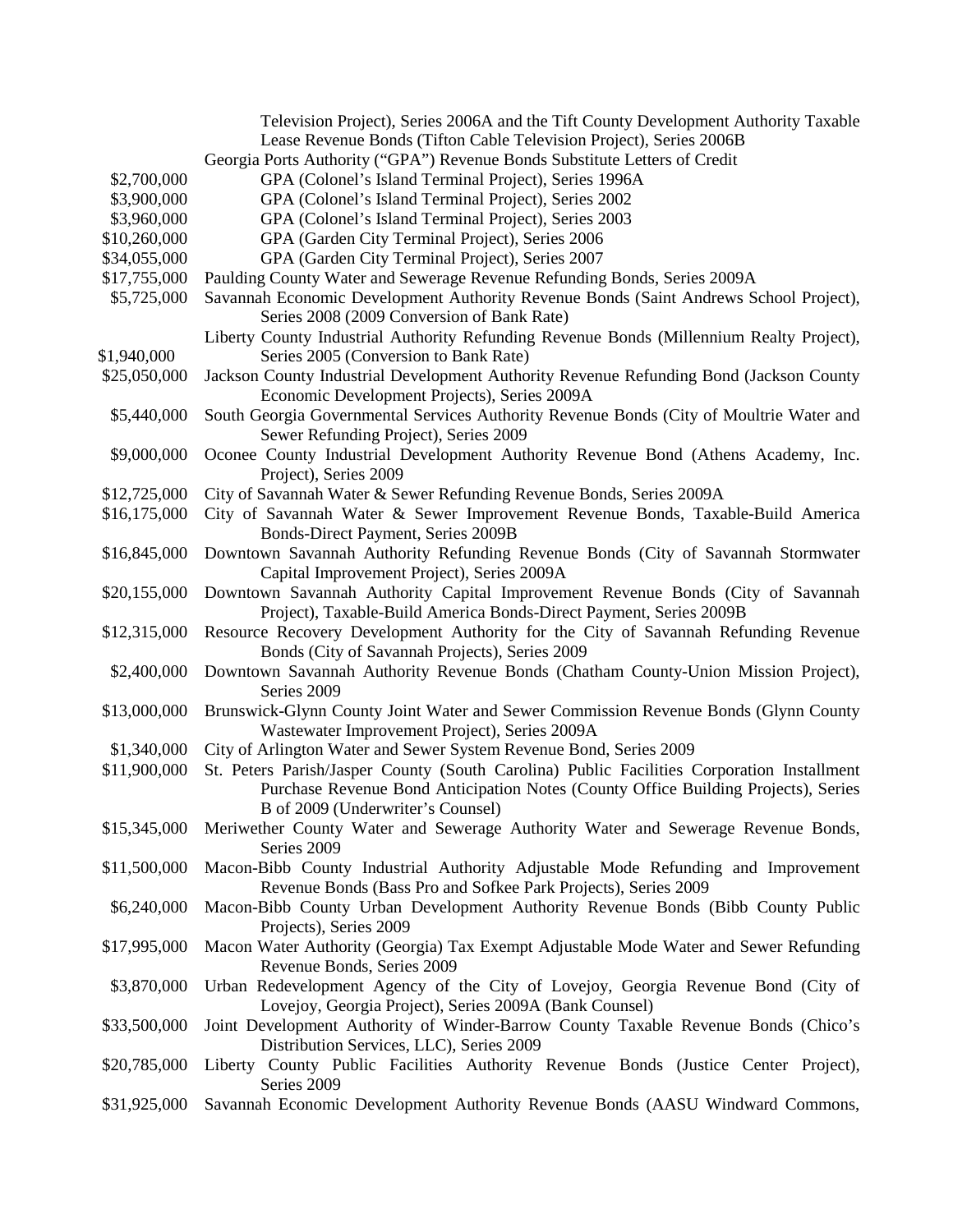| | |
|---|---|
| | Television Project), Series 2006A and the Tift County Development Authority Taxable Lease Revenue Bonds (Tifton Cable Television Project), Series 2006B |
| | Georgia Ports Authority ("GPA") Revenue Bonds Substitute Letters of Credit |
| $2,700,000 | GPA (Colonel's Island Terminal Project), Series 1996A |
| $3,900,000 | GPA (Colonel's Island Terminal Project), Series 2002 |
| $3,960,000 | GPA (Colonel's Island Terminal Project), Series 2003 |
| $10,260,000 | GPA (Garden City Terminal Project), Series 2006 |
| $34,055,000 | GPA (Garden City Terminal Project), Series 2007 |
| $17,755,000 | Paulding County Water and Sewerage Revenue Refunding Bonds, Series 2009A |
| $5,725,000 | Savannah Economic Development Authority Revenue Bonds (Saint Andrews School Project), Series 2008 (2009 Conversion of Bank Rate) |
| $1,940,000 | Liberty County Industrial Authority Refunding Revenue Bonds (Millennium Realty Project), Series 2005 (Conversion to Bank Rate) |
| $25,050,000 | Jackson County Industrial Development Authority Revenue Refunding Bond (Jackson County Economic Development Projects), Series 2009A |
| $5,440,000 | South Georgia Governmental Services Authority Revenue Bonds (City of Moultrie Water and Sewer Refunding Project), Series 2009 |
| $9,000,000 | Oconee County Industrial Development Authority Revenue Bond (Athens Academy, Inc. Project), Series 2009 |
| $12,725,000 | City of Savannah Water & Sewer Refunding Revenue Bonds, Series 2009A |
| $16,175,000 | City of Savannah Water & Sewer Improvement Revenue Bonds, Taxable-Build America Bonds-Direct Payment, Series 2009B |
| $16,845,000 | Downtown Savannah Authority Refunding Revenue Bonds (City of Savannah Stormwater Capital Improvement Project), Series 2009A |
| $20,155,000 | Downtown Savannah Authority Capital Improvement Revenue Bonds (City of Savannah Project), Taxable-Build America Bonds-Direct Payment, Series 2009B |
| $12,315,000 | Resource Recovery Development Authority for the City of Savannah Refunding Revenue Bonds (City of Savannah Projects), Series 2009 |
| $2,400,000 | Downtown Savannah Authority Revenue Bonds (Chatham County-Union Mission Project), Series 2009 |
| $13,000,000 | Brunswick-Glynn County Joint Water and Sewer Commission Revenue Bonds (Glynn County Wastewater Improvement Project), Series 2009A |
| $1,340,000 | City of Arlington Water and Sewer System Revenue Bond, Series 2009 |
| $11,900,000 | St. Peters Parish/Jasper County (South Carolina) Public Facilities Corporation Installment Purchase Revenue Bond Anticipation Notes (County Office Building Projects), Series B of 2009 (Underwriter's Counsel) |
| $15,345,000 | Meriwether County Water and Sewerage Authority Water and Sewerage Revenue Bonds, Series 2009 |
| $11,500,000 | Macon-Bibb County Industrial Authority Adjustable Mode Refunding and Improvement Revenue Bonds (Bass Pro and Sofkee Park Projects), Series 2009 |
| $6,240,000 | Macon-Bibb County Urban Development Authority Revenue Bonds (Bibb County Public Projects), Series 2009 |
| $17,995,000 | Macon Water Authority (Georgia) Tax Exempt Adjustable Mode Water and Sewer Refunding Revenue Bonds, Series 2009 |
| $3,870,000 | Urban Redevelopment Agency of the City of Lovejoy, Georgia Revenue Bond (City of Lovejoy, Georgia Project), Series 2009A (Bank Counsel) |
| $33,500,000 | Joint Development Authority of Winder-Barrow County Taxable Revenue Bonds (Chico's Distribution Services, LLC), Series 2009 |
| $20,785,000 | Liberty County Public Facilities Authority Revenue Bonds (Justice Center Project), Series 2009 |
| $31,925,000 | Savannah Economic Development Authority Revenue Bonds (AASU Windward Commons, |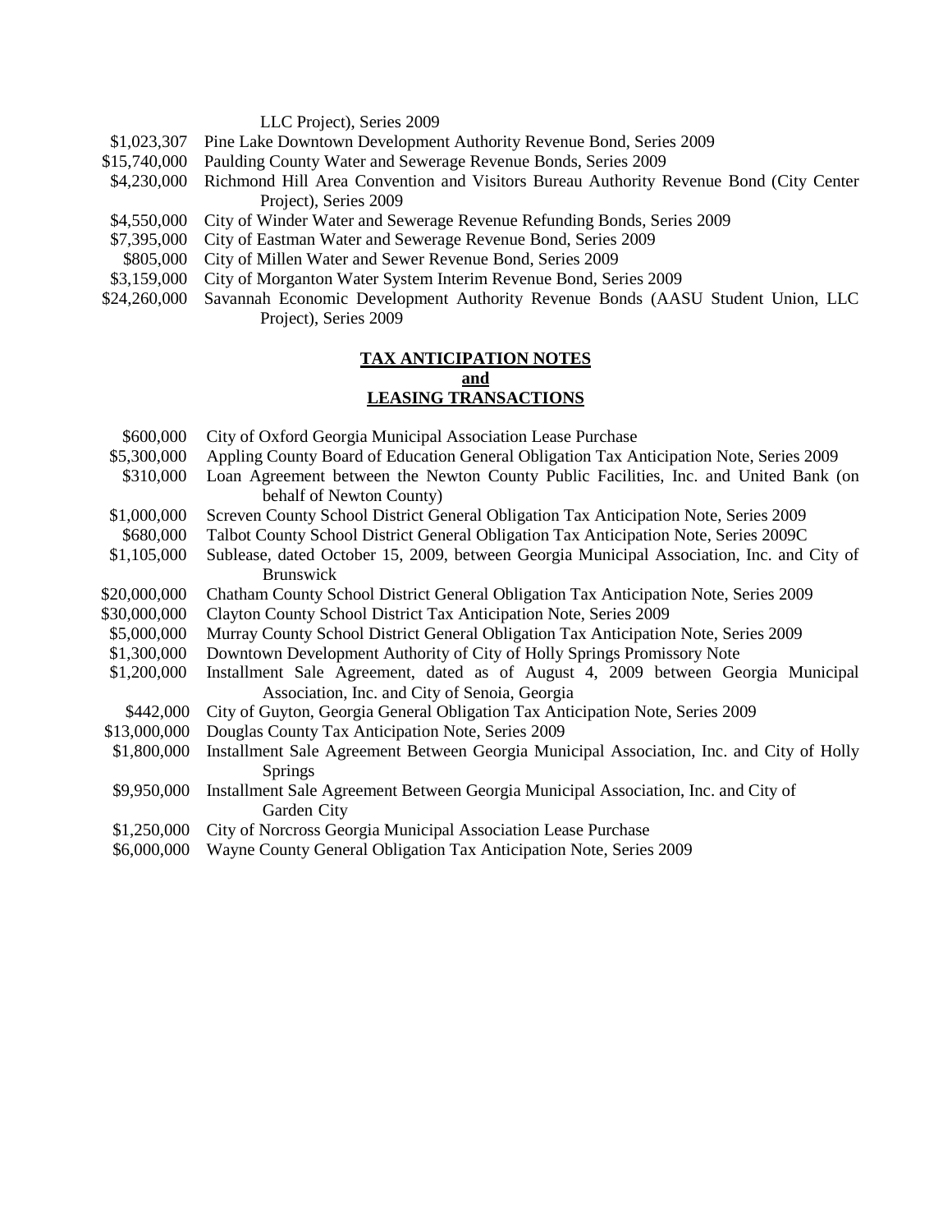| | |
|---|---|
| | LLC Project), Series 2009 |
| $1,023,307 | Pine Lake Downtown Development Authority Revenue Bond, Series 2009 |
| $15,740,000 | Paulding County Water and Sewerage Revenue Bonds, Series 2009 |
| $4,230,000 | Richmond Hill Area Convention and Visitors Bureau Authority Revenue Bond (City Center Project), Series 2009 |
| $4,550,000 | City of Winder Water and Sewerage Revenue Refunding Bonds, Series 2009 |
| $7,395,000 | City of Eastman Water and Sewerage Revenue Bond, Series 2009 |
| $805,000 | City of Millen Water and Sewer Revenue Bond, Series 2009 |
| $3,159,000 | City of Morganton Water System Interim Revenue Bond, Series 2009 |
| $24,260,000 | Savannah Economic Development Authority Revenue Bonds (AASU Student Union, LLC Project), Series 2009 |

## TAX ANTICIPATION NOTES and LEASING TRANSACTIONS

| | |
|---|---|
| $600,000 | City of Oxford Georgia Municipal Association Lease Purchase |
| $5,300,000 | Appling County Board of Education General Obligation Tax Anticipation Note, Series 2009 |
| $310,000 | Loan Agreement between the Newton County Public Facilities, Inc. and United Bank (on behalf of Newton County) |
| $1,000,000 | Screven County School District General Obligation Tax Anticipation Note, Series 2009 |
| $680,000 | Talbot County School District General Obligation Tax Anticipation Note, Series 2009C |
| $1,105,000 | Sublease, dated October 15, 2009, between Georgia Municipal Association, Inc. and City of Brunswick |
| $20,000,000 | Chatham County School District General Obligation Tax Anticipation Note, Series 2009 |
| $30,000,000 | Clayton County School District Tax Anticipation Note, Series 2009 |
| $5,000,000 | Murray County School District General Obligation Tax Anticipation Note, Series 2009 |
| $1,300,000 | Downtown Development Authority of City of Holly Springs Promissory Note |
| $1,200,000 | Installment Sale Agreement, dated as of August 4, 2009 between Georgia Municipal Association, Inc. and City of Senoia, Georgia |
| $442,000 | City of Guyton, Georgia General Obligation Tax Anticipation Note, Series 2009 |
| $13,000,000 | Douglas County Tax Anticipation Note, Series 2009 |
| $1,800,000 | Installment Sale Agreement Between Georgia Municipal Association, Inc. and City of Holly Springs |
| $9,950,000 | Installment Sale Agreement Between Georgia Municipal Association, Inc. and City of Garden City |
| $1,250,000 | City of Norcross Georgia Municipal Association Lease Purchase |
| $6,000,000 | Wayne County General Obligation Tax Anticipation Note, Series 2009 |